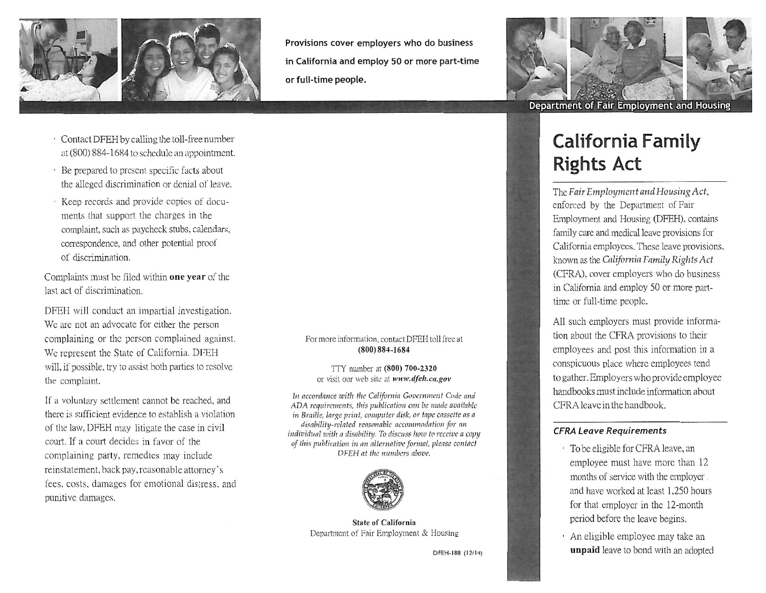Provisions cover employers who do business in California and employ 50 or more part-time or full-time people.

- Contact DFEH by calling the toll-free number at (800) 884-1684 to schedule an appointment.
- Be prepared to present specific facts about the alleged discrimination or denial of leave.
- Keep records and provide copies of documents that support the charges in the complaint, such as paycheck stubs, calendars, correspondence, and other potential proof of discrimination.

Complaints must be filed within **one year** of the last act of discrimination.

DFEH will conduct an impartial investigation. We are not an advocate for either the person complaining or the person complained against. We represent the State of California. DFEH will, if possible, try to assist both parties to resolve the complaint.

If a voluntary settlement cannot be reached, and there is sufficient evidence to establish a violation of the law, DFEH may litigate the case in civil court. If a court decides in favor of the complaining party, remedies may include reinstatement, back pay, reasonable attorney's fees, costs, damages for emotional distress, and punitive damages.

For more information, contact DFEH toll free at
**(800) 884-1684**

TTY number at **(800) 700-2320**
or visit our web site at ***www.dfeh.ca.gov***

*In accordance with the California Government Code and ADA requirements, this publication can be made available in Braille, large print, computer disk, or tape cassette as a disability-related reasonable accommodation for an individual with a disability. To discuss how to receive a copy of this publication in an alternative format, please contact DFEH at the numbers above.*

**State of California**
Department of Fair Employment & Housing

DFEH-188 (12/14)

Department of Fair Employment and Housing

# California Family Rights Act

The *Fair Employment and Housing Act*, enforced by the Department of Fair Employment and Housing (DFEH), contains family care and medical leave provisions for California employees. These leave provisions, known as the *California Family Rights Act* (CFRA), cover employers who do business in California and employ 50 or more part-time or full-time people.

All such employers must provide information about the CFRA provisions to their employees and post this information in a conspicuous place where employees tend to gather. Employers who provide employee handbooks must include information about CFRA leave in the handbook.

### *CFRA Leave Requirements*

- To be eligible for CFRA leave, an employee must have more than 12 months of service with the employer and have worked at least 1,250 hours for that employer in the 12-month period before the leave begins.
- An eligible employee may take an **unpaid** leave to bond with an adopted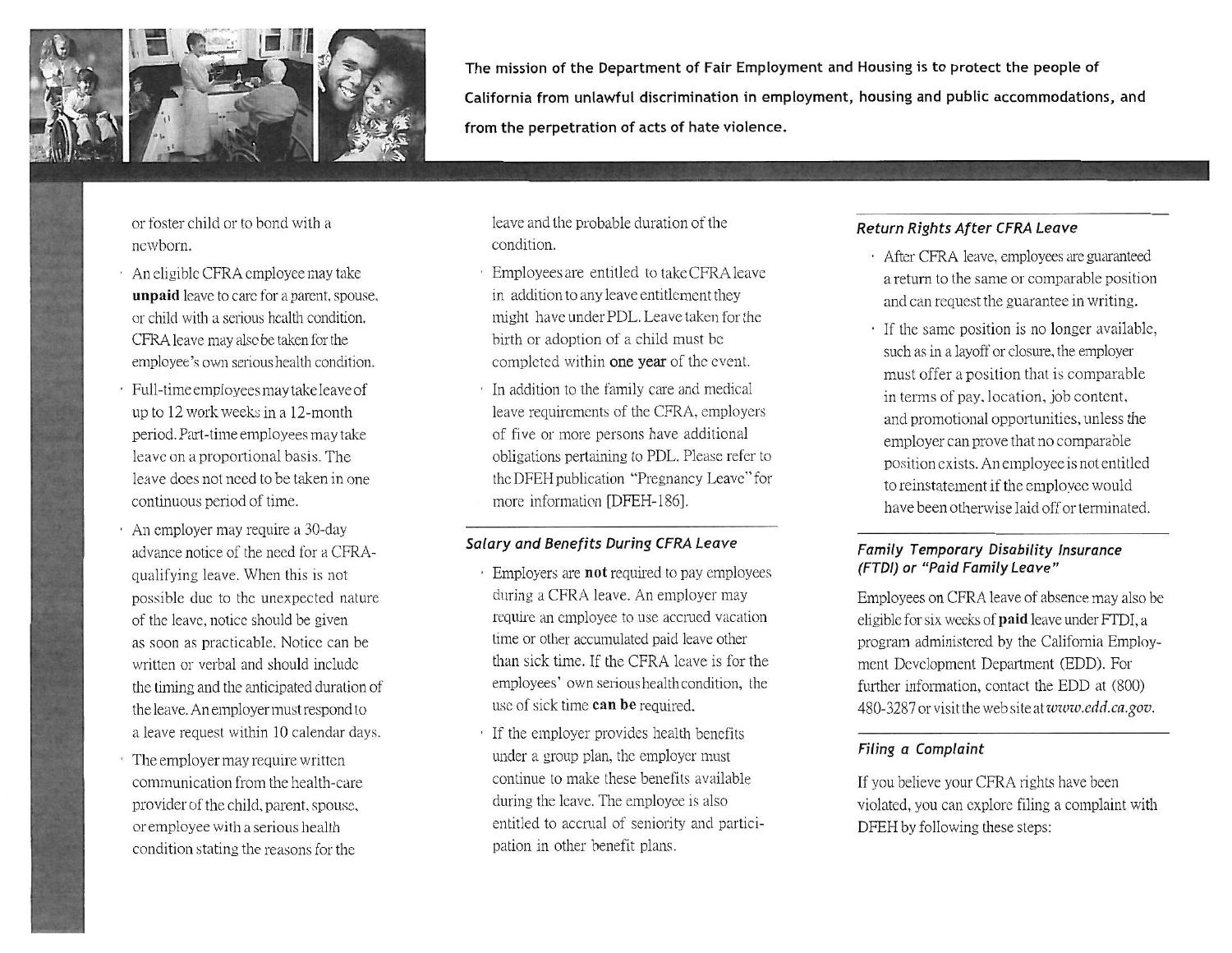The mission of the Department of Fair Employment and Housing is to protect the people of California from unlawful discrimination in employment, housing and public accommodations, and from the perpetration of acts of hate violence.

or foster child or to bond with a newborn.

- An eligible CFRA employee may take **unpaid** leave to care for a parent, spouse, or child with a serious health condition. CFRA leave may also be taken for the employee's own serious health condition.
- Full-time employees may take leave of up to 12 work weeks in a 12-month period. Part-time employees may take leave on a proportional basis. The leave does not need to be taken in one continuous period of time.
- An employer may require a 30-day advance notice of the need for a CFRA-qualifying leave. When this is not possible due to the unexpected nature of the leave, notice should be given as soon as practicable. Notice can be written or verbal and should include the timing and the anticipated duration of the leave. An employer must respond to a leave request within 10 calendar days.
- The employer may require written communication from the health-care provider of the child, parent, spouse, or employee with a serious health condition stating the reasons for the leave and the probable duration of the condition.
- Employees are entitled to take CFRA leave in addition to any leave entitlement they might have under PDL. Leave taken for the birth or adoption of a child must be completed within **one year** of the event.
- In addition to the family care and medical leave requirements of the CFRA, employers of five or more persons have additional obligations pertaining to PDL. Please refer to the DFEH publication "Pregnancy Leave" for more information [DFEH-186].

### *Salary and Benefits During CFRA Leave*

- Employers are **not** required to pay employees during a CFRA leave. An employer may require an employee to use accrued vacation time or other accumulated paid leave other than sick time. If the CFRA leave is for the employees' own serious health condition, the use of sick time **can be** required.
- If the employer provides health benefits under a group plan, the employer must continue to make these benefits available during the leave. The employee is also entitled to accrual of seniority and participation in other benefit plans.

### *Return Rights After CFRA Leave*

- After CFRA leave, employees are guaranteed a return to the same or comparable position and can request the guarantee in writing.
- If the same position is no longer available, such as in a layoff or closure, the employer must offer a position that is comparable in terms of pay, location, job content, and promotional opportunities, unless the employer can prove that no comparable position exists. An employee is not entitled to reinstatement if the employee would have been otherwise laid off or terminated.

### *Family Temporary Disability Insurance (FTDI) or "Paid Family Leave"*

Employees on CFRA leave of absence may also be eligible for six weeks of **paid** leave under FTDI, a program administered by the California Employment Development Department (EDD). For further information, contact the EDD at (800) 480-3287 or visit the web site at *www.edd.ca.gov.*

### *Filing a Complaint*

If you believe your CFRA rights have been violated, you can explore filing a complaint with DFEH by following these steps: